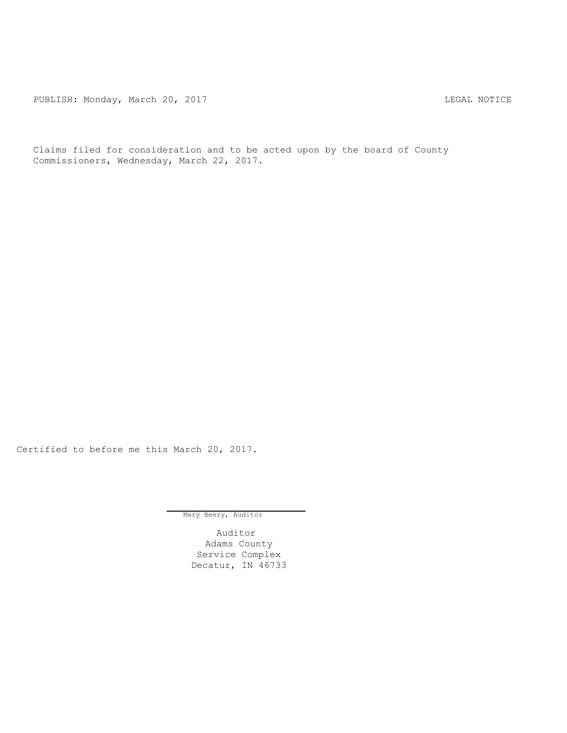PUBLISH: Monday, March 20, 2017 LEGAL NOTICE

Claims filed for consideration and to be acted upon by the board of County Commissioners, Wednesday, March 22, 2017.

Certified to before me this March 20, 2017.

Mary Beery, Auditor

Auditor
Adams County
Service Complex
Decatur, IN 46733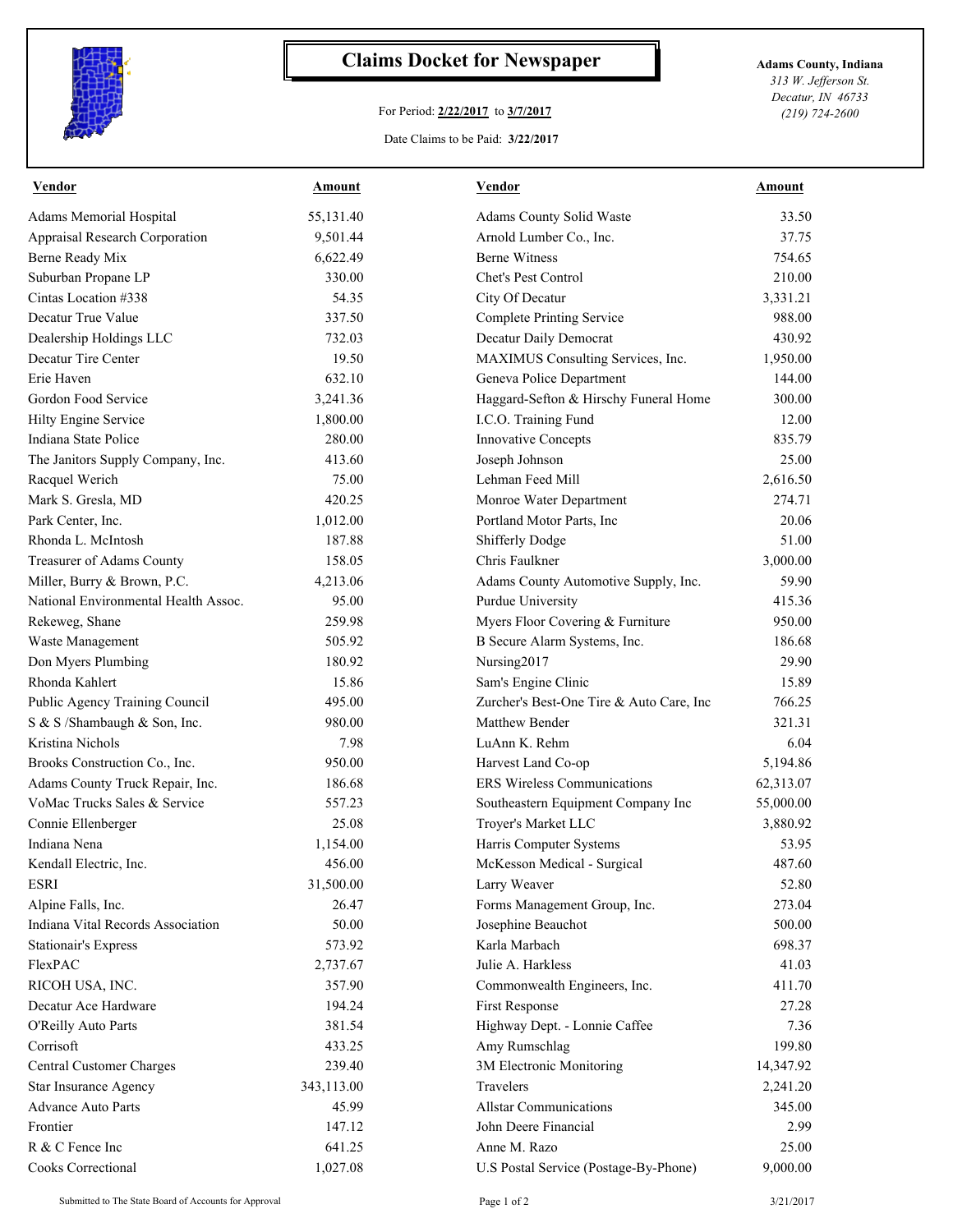# Claims Docket for Newspaper

For Period: **2/22/2017** to **3/7/2017**

Date Claims to be Paid: **3/22/2017**

**Adams County, Indiana**
*313 W. Jefferson St.*
*Decatur, IN 46733*
*(219) 724-2600*

| Vendor | Amount | Vendor | Amount |
|---|---|---|---|
| Adams Memorial Hospital | 55,131.40 | Adams County Solid Waste | 33.50 |
| Appraisal Research Corporation | 9,501.44 | Arnold Lumber Co., Inc. | 37.75 |
| Berne Ready Mix | 6,622.49 | Berne Witness | 754.65 |
| Suburban Propane LP | 330.00 | Chet's Pest Control | 210.00 |
| Cintas Location #338 | 54.35 | City Of Decatur | 3,331.21 |
| Decatur True Value | 337.50 | Complete Printing Service | 988.00 |
| Dealership Holdings LLC | 732.03 | Decatur Daily Democrat | 430.92 |
| Decatur Tire Center | 19.50 | MAXIMUS Consulting Services, Inc. | 1,950.00 |
| Erie Haven | 632.10 | Geneva Police Department | 144.00 |
| Gordon Food Service | 3,241.36 | Haggard-Sefton & Hirschy Funeral Home | 300.00 |
| Hilty Engine Service | 1,800.00 | I.C.O. Training Fund | 12.00 |
| Indiana State Police | 280.00 | Innovative Concepts | 835.79 |
| The Janitors Supply Company, Inc. | 413.60 | Joseph Johnson | 25.00 |
| Racquel Werich | 75.00 | Lehman Feed Mill | 2,616.50 |
| Mark S. Gresla, MD | 420.25 | Monroe Water Department | 274.71 |
| Park Center, Inc. | 1,012.00 | Portland Motor Parts, Inc | 20.06 |
| Rhonda L. McIntosh | 187.88 | Shifferly Dodge | 51.00 |
| Treasurer of Adams County | 158.05 | Chris Faulkner | 3,000.00 |
| Miller, Burry & Brown, P.C. | 4,213.06 | Adams County Automotive Supply, Inc. | 59.90 |
| National Environmental Health Assoc. | 95.00 | Purdue University | 415.36 |
| Rekeweg, Shane | 259.98 | Myers Floor Covering & Furniture | 950.00 |
| Waste Management | 505.92 | B Secure Alarm Systems, Inc. | 186.68 |
| Don Myers Plumbing | 180.92 | Nursing2017 | 29.90 |
| Rhonda Kahlert | 15.86 | Sam's Engine Clinic | 15.89 |
| Public Agency Training Council | 495.00 | Zurcher's Best-One Tire & Auto Care, Inc | 766.25 |
| S & S /Shambaugh & Son, Inc. | 980.00 | Matthew Bender | 321.31 |
| Kristina Nichols | 7.98 | LuAnn K. Rehm | 6.04 |
| Brooks Construction Co., Inc. | 950.00 | Harvest Land Co-op | 5,194.86 |
| Adams County Truck Repair, Inc. | 186.68 | ERS Wireless Communications | 62,313.07 |
| VoMac Trucks Sales & Service | 557.23 | Southeastern Equipment Company Inc | 55,000.00 |
| Connie Ellenberger | 25.08 | Troyer's Market LLC | 3,880.92 |
| Indiana Nena | 1,154.00 | Harris Computer Systems | 53.95 |
| Kendall Electric, Inc. | 456.00 | McKesson Medical - Surgical | 487.60 |
| ESRI | 31,500.00 | Larry Weaver | 52.80 |
| Alpine Falls, Inc. | 26.47 | Forms Management Group, Inc. | 273.04 |
| Indiana Vital Records Association | 50.00 | Josephine Beauchot | 500.00 |
| Stationair's Express | 573.92 | Karla Marbach | 698.37 |
| FlexPAC | 2,737.67 | Julie A. Harkless | 41.03 |
| RICOH USA, INC. | 357.90 | Commonwealth Engineers, Inc. | 411.70 |
| Decatur Ace Hardware | 194.24 | First Response | 27.28 |
| O'Reilly Auto Parts | 381.54 | Highway Dept. - Lonnie Caffee | 7.36 |
| Corrisoft | 433.25 | Amy Rumschlag | 199.80 |
| Central Customer Charges | 239.40 | 3M Electronic Monitoring | 14,347.92 |
| Star Insurance Agency | 343,113.00 | Travelers | 2,241.20 |
| Advance Auto Parts | 45.99 | Allstar Communications | 345.00 |
| Frontier | 147.12 | John Deere Financial | 2.99 |
| R & C Fence Inc | 641.25 | Anne M. Razo | 25.00 |
| Cooks Correctional | 1,027.08 | U.S Postal Service (Postage-By-Phone) | 9,000.00 |

Submitted to The State Board of Accounts for Approval

3/21/2017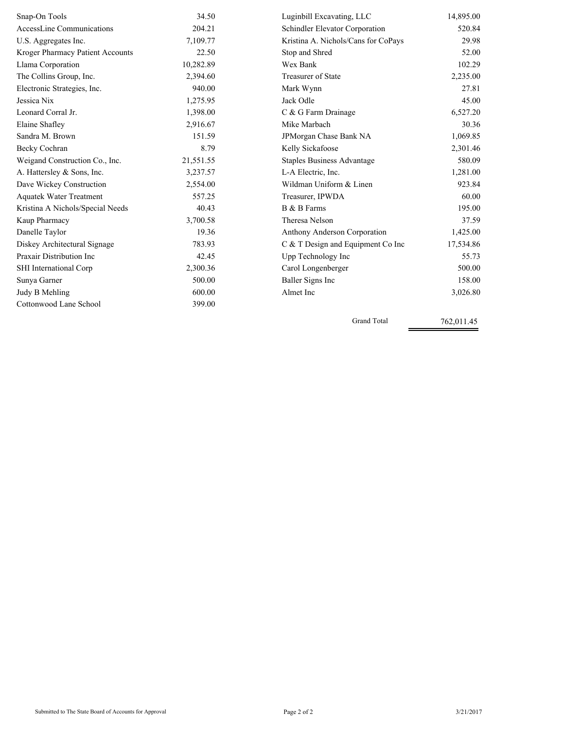| | |
|---|---|
| Snap-On Tools | 34.50 |
| AccessLine Communications | 204.21 |
| U.S. Aggregates Inc. | 7,109.77 |
| Kroger Pharmacy Patient Accounts | 22.50 |
| Llama Corporation | 10,282.89 |
| The Collins Group, Inc. | 2,394.60 |
| Electronic Strategies, Inc. | 940.00 |
| Jessica Nix | 1,275.95 |
| Leonard Corral Jr. | 1,398.00 |
| Elaine Shafley | 2,916.67 |
| Sandra M. Brown | 151.59 |
| Becky Cochran | 8.79 |
| Weigand Construction Co., Inc. | 21,551.55 |
| A. Hattersley & Sons, Inc. | 3,237.57 |
| Dave Wickey Construction | 2,554.00 |
| Aquatek Water Treatment | 557.25 |
| Kristina A Nichols/Special Needs | 40.43 |
| Kaup Pharmacy | 3,700.58 |
| Danelle Taylor | 19.36 |
| Diskey Architectural Signage | 783.93 |
| Praxair Distribution Inc | 42.45 |
| SHI International Corp | 2,300.36 |
| Sunya Garner | 500.00 |
| Judy B Mehling | 600.00 |
| Cottonwood Lane School | 399.00 |
| Luginbill Excavating, LLC | 14,895.00 |
| Schindler Elevator Corporation | 520.84 |
| Kristina A. Nichols/Cans for CoPays | 29.98 |
| Stop and Shred | 52.00 |
| Wex Bank | 102.29 |
| Treasurer of State | 2,235.00 |
| Mark Wynn | 27.81 |
| Jack Odle | 45.00 |
| C & G Farm Drainage | 6,527.20 |
| Mike Marbach | 30.36 |
| JPMorgan Chase Bank NA | 1,069.85 |
| Kelly Sickafoose | 2,301.46 |
| Staples Business Advantage | 580.09 |
| L-A Electric, Inc. | 1,281.00 |
| Wildman Uniform & Linen | 923.84 |
| Treasurer, IPWDA | 60.00 |
| B & B Farms | 195.00 |
| Theresa Nelson | 37.59 |
| Anthony Anderson Corporation | 1,425.00 |
| C & T Design and Equipment Co Inc | 17,534.86 |
| Upp Technology Inc | 55.73 |
| Carol Longenberger | 500.00 |
| Baller Signs Inc | 158.00 |
| Almet Inc | 3,026.80 |
| Grand Total | 762,011.45 |

Submitted to The State Board of Accounts for Approval

3/21/2017